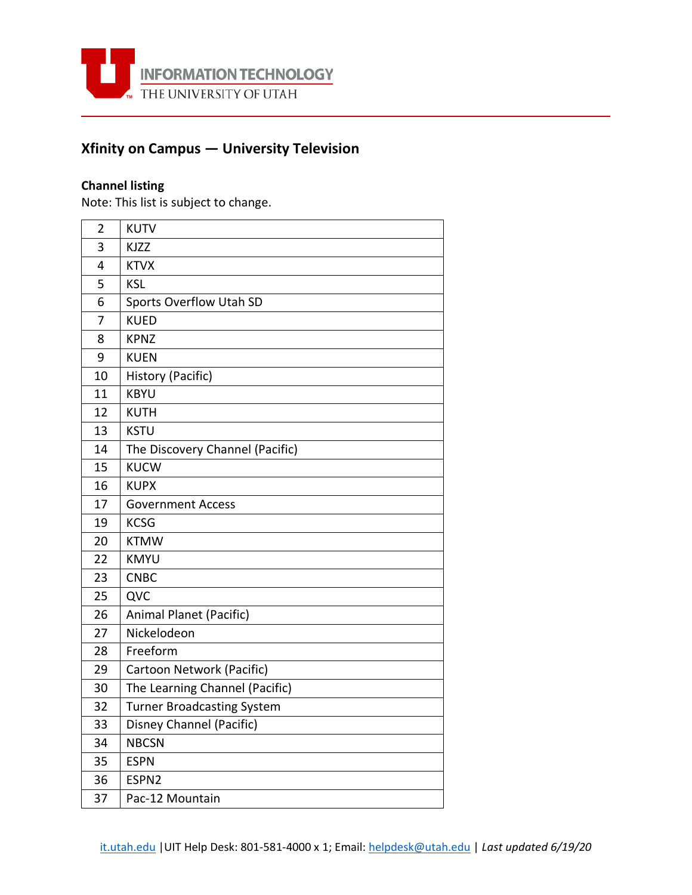INFORMATION TECHNOLOGY
THE UNIVERSITY OF UTAH

## Xfinity on Campus — University Television

**Channel listing**

Note: This list is subject to change.

| | |
|---|---|
| 2 | KUTV |
| 3 | KJZZ |
| 4 | KTVX |
| 5 | KSL |
| 6 | Sports Overflow Utah SD |
| 7 | KUED |
| 8 | KPNZ |
| 9 | KUEN |
| 10 | History (Pacific) |
| 11 | KBYU |
| 12 | KUTH |
| 13 | KSTU |
| 14 | The Discovery Channel (Pacific) |
| 15 | KUCW |
| 16 | KUPX |
| 17 | Government Access |
| 19 | KCSG |
| 20 | KTMW |
| 22 | KMYU |
| 23 | CNBC |
| 25 | QVC |
| 26 | Animal Planet (Pacific) |
| 27 | Nickelodeon |
| 28 | Freeform |
| 29 | Cartoon Network (Pacific) |
| 30 | The Learning Channel (Pacific) |
| 32 | Turner Broadcasting System |
| 33 | Disney Channel (Pacific) |
| 34 | NBCSN |
| 35 | ESPN |
| 36 | ESPN2 |
| 37 | Pac-12 Mountain |

it.utah.edu | UIT Help Desk: 801-581-4000 x 1; Email: helpdesk@utah.edu | *Last updated 6/19/20*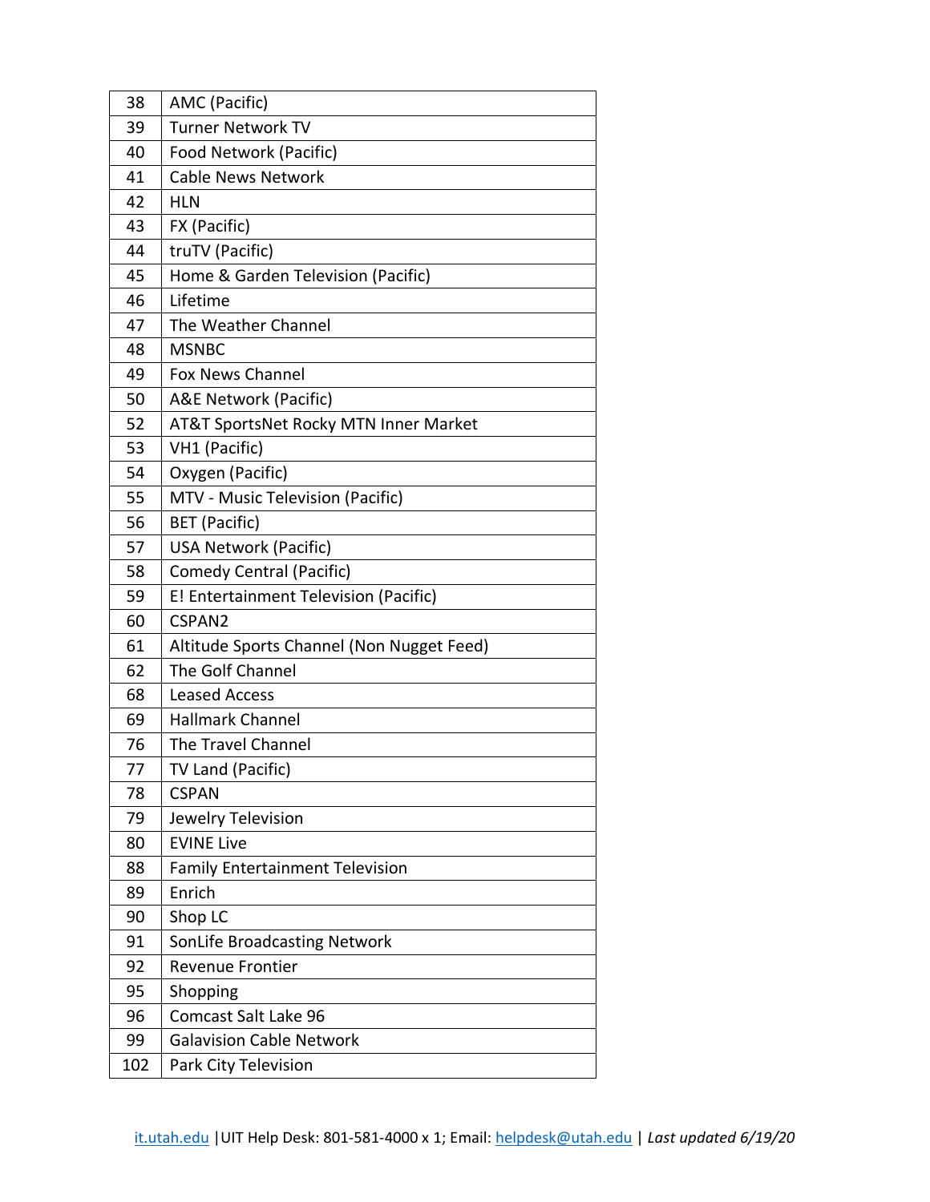| 38 | AMC (Pacific) |
|---|---|
| 39 | Turner Network TV |
| 40 | Food Network (Pacific) |
| 41 | Cable News Network |
| 42 | HLN |
| 43 | FX (Pacific) |
| 44 | truTV (Pacific) |
| 45 | Home & Garden Television (Pacific) |
| 46 | Lifetime |
| 47 | The Weather Channel |
| 48 | MSNBC |
| 49 | Fox News Channel |
| 50 | A&E Network (Pacific) |
| 52 | AT&T SportsNet Rocky MTN Inner Market |
| 53 | VH1 (Pacific) |
| 54 | Oxygen (Pacific) |
| 55 | MTV - Music Television (Pacific) |
| 56 | BET (Pacific) |
| 57 | USA Network (Pacific) |
| 58 | Comedy Central (Pacific) |
| 59 | E! Entertainment Television (Pacific) |
| 60 | CSPAN2 |
| 61 | Altitude Sports Channel (Non Nugget Feed) |
| 62 | The Golf Channel |
| 68 | Leased Access |
| 69 | Hallmark Channel |
| 76 | The Travel Channel |
| 77 | TV Land (Pacific) |
| 78 | CSPAN |
| 79 | Jewelry Television |
| 80 | EVINE Live |
| 88 | Family Entertainment Television |
| 89 | Enrich |
| 90 | Shop LC |
| 91 | SonLife Broadcasting Network |
| 92 | Revenue Frontier |
| 95 | Shopping |
| 96 | Comcast Salt Lake 96 |
| 99 | Galavision Cable Network |
| 102 | Park City Television |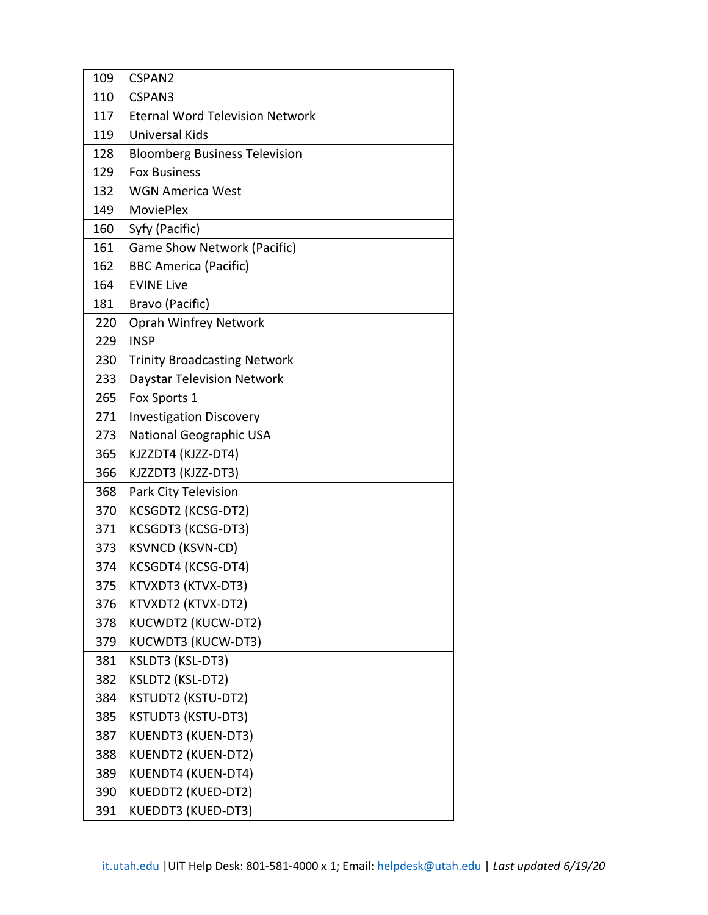| 109 | CSPAN2 |
|---|---|
| 110 | CSPAN3 |
| 117 | Eternal Word Television Network |
| 119 | Universal Kids |
| 128 | Bloomberg Business Television |
| 129 | Fox Business |
| 132 | WGN America West |
| 149 | MoviePlex |
| 160 | Syfy (Pacific) |
| 161 | Game Show Network (Pacific) |
| 162 | BBC America (Pacific) |
| 164 | EVINE Live |
| 181 | Bravo (Pacific) |
| 220 | Oprah Winfrey Network |
| 229 | INSP |
| 230 | Trinity Broadcasting Network |
| 233 | Daystar Television Network |
| 265 | Fox Sports 1 |
| 271 | Investigation Discovery |
| 273 | National Geographic USA |
| 365 | KJZZDT4 (KJZZ-DT4) |
| 366 | KJZZDT3 (KJZZ-DT3) |
| 368 | Park City Television |
| 370 | KCSGDT2 (KCSG-DT2) |
| 371 | KCSGDT3 (KCSG-DT3) |
| 373 | KSVNCD (KSVN-CD) |
| 374 | KCSGDT4 (KCSG-DT4) |
| 375 | KTVXDT3 (KTVX-DT3) |
| 376 | KTVXDT2 (KTVX-DT2) |
| 378 | KUCWDT2 (KUCW-DT2) |
| 379 | KUCWDT3 (KUCW-DT3) |
| 381 | KSLDT3 (KSL-DT3) |
| 382 | KSLDT2 (KSL-DT2) |
| 384 | KSTUDT2 (KSTU-DT2) |
| 385 | KSTUDT3 (KSTU-DT3) |
| 387 | KUENDT3 (KUEN-DT3) |
| 388 | KUENDT2 (KUEN-DT2) |
| 389 | KUENDT4 (KUEN-DT4) |
| 390 | KUEDDT2 (KUED-DT2) |
| 391 | KUEDDT3 (KUED-DT3) |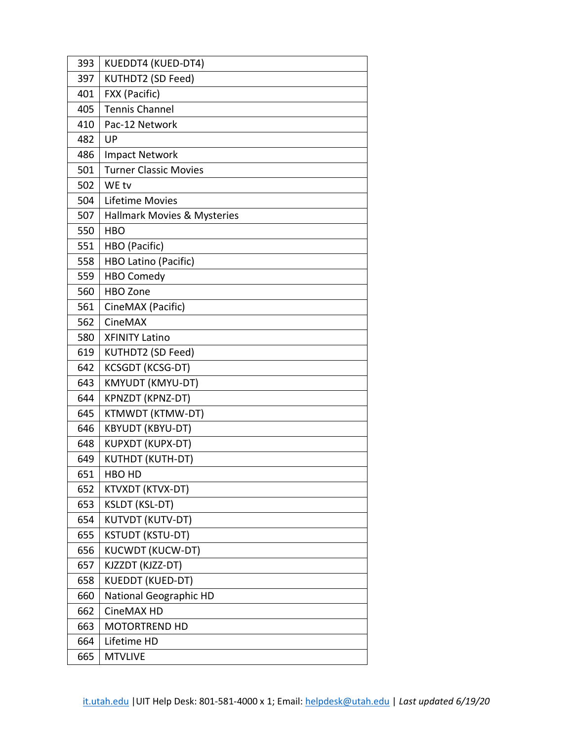| | |
|---|---|
| 393 | KUEDDT4 (KUED-DT4) |
| 397 | KUTHDT2 (SD Feed) |
| 401 | FXX (Pacific) |
| 405 | Tennis Channel |
| 410 | Pac-12 Network |
| 482 | UP |
| 486 | Impact Network |
| 501 | Turner Classic Movies |
| 502 | WE tv |
| 504 | Lifetime Movies |
| 507 | Hallmark Movies & Mysteries |
| 550 | HBO |
| 551 | HBO (Pacific) |
| 558 | HBO Latino (Pacific) |
| 559 | HBO Comedy |
| 560 | HBO Zone |
| 561 | CineMAX (Pacific) |
| 562 | CineMAX |
| 580 | XFINITY Latino |
| 619 | KUTHDT2 (SD Feed) |
| 642 | KCSGDT (KCSG-DT) |
| 643 | KMYUDT (KMYU-DT) |
| 644 | KPNZDT (KPNZ-DT) |
| 645 | KTMWDT (KTMW-DT) |
| 646 | KBYUDT (KBYU-DT) |
| 648 | KUPXDT (KUPX-DT) |
| 649 | KUTHDT (KUTH-DT) |
| 651 | HBO HD |
| 652 | KTVXDT (KTVX-DT) |
| 653 | KSLDT (KSL-DT) |
| 654 | KUTVDT (KUTV-DT) |
| 655 | KSTUDT (KSTU-DT) |
| 656 | KUCWDT (KUCW-DT) |
| 657 | KJZZDT (KJZZ-DT) |
| 658 | KUEDDT (KUED-DT) |
| 660 | National Geographic HD |
| 662 | CineMAX HD |
| 663 | MOTORTREND HD |
| 664 | Lifetime HD |
| 665 | MTVLIVE |

it.utah.edu | UIT Help Desk: 801-581-4000 x 1; Email: helpdesk@utah.edu | *Last updated 6/19/20*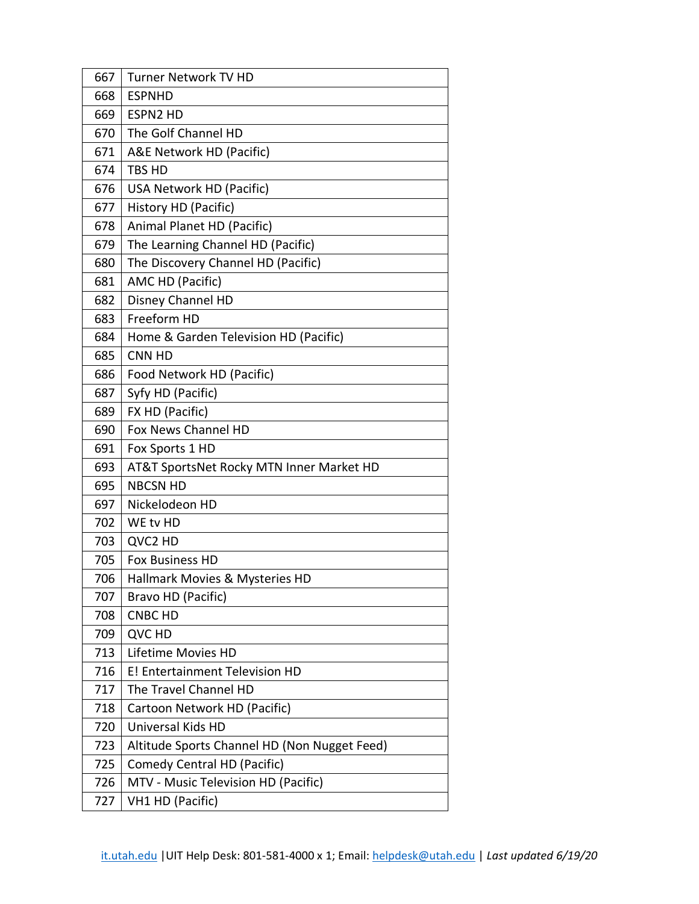| 667 | Turner Network TV HD |
|---|---|
| 668 | ESPNHD |
| 669 | ESPN2 HD |
| 670 | The Golf Channel HD |
| 671 | A&E Network HD (Pacific) |
| 674 | TBS HD |
| 676 | USA Network HD (Pacific) |
| 677 | History HD (Pacific) |
| 678 | Animal Planet HD (Pacific) |
| 679 | The Learning Channel HD (Pacific) |
| 680 | The Discovery Channel HD (Pacific) |
| 681 | AMC HD (Pacific) |
| 682 | Disney Channel HD |
| 683 | Freeform HD |
| 684 | Home & Garden Television HD (Pacific) |
| 685 | CNN HD |
| 686 | Food Network HD (Pacific) |
| 687 | Syfy HD (Pacific) |
| 689 | FX HD (Pacific) |
| 690 | Fox News Channel HD |
| 691 | Fox Sports 1 HD |
| 693 | AT&T SportsNet Rocky MTN Inner Market HD |
| 695 | NBCSN HD |
| 697 | Nickelodeon HD |
| 702 | WE tv HD |
| 703 | QVC2 HD |
| 705 | Fox Business HD |
| 706 | Hallmark Movies & Mysteries HD |
| 707 | Bravo HD (Pacific) |
| 708 | CNBC HD |
| 709 | QVC HD |
| 713 | Lifetime Movies HD |
| 716 | E! Entertainment Television HD |
| 717 | The Travel Channel HD |
| 718 | Cartoon Network HD (Pacific) |
| 720 | Universal Kids HD |
| 723 | Altitude Sports Channel HD (Non Nugget Feed) |
| 725 | Comedy Central HD (Pacific) |
| 726 | MTV - Music Television HD (Pacific) |
| 727 | VH1 HD (Pacific) |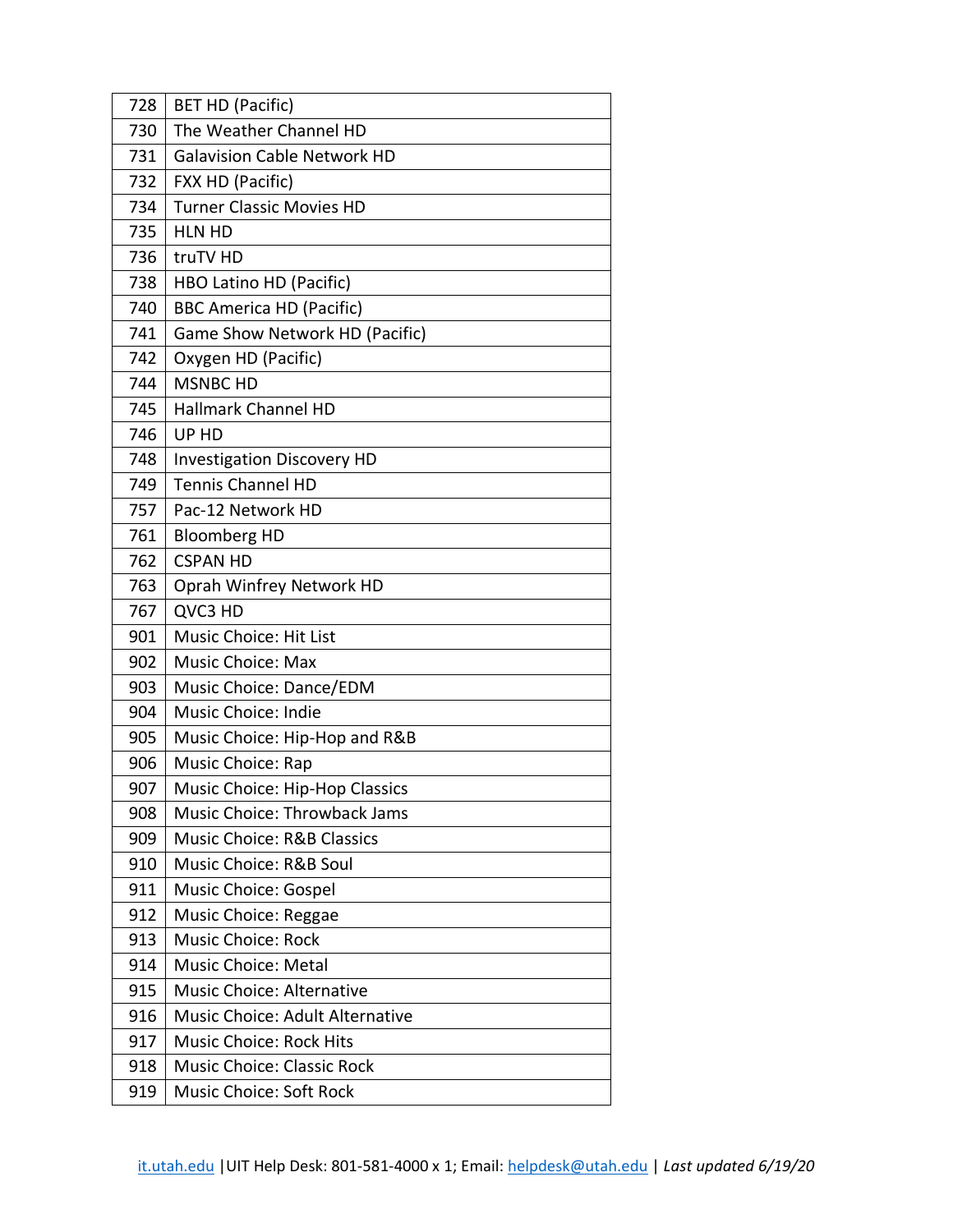| 728 | BET HD (Pacific) |
|---|---|
| 730 | The Weather Channel HD |
| 731 | Galavision Cable Network HD |
| 732 | FXX HD (Pacific) |
| 734 | Turner Classic Movies HD |
| 735 | HLN HD |
| 736 | truTV HD |
| 738 | HBO Latino HD (Pacific) |
| 740 | BBC America HD (Pacific) |
| 741 | Game Show Network HD (Pacific) |
| 742 | Oxygen HD (Pacific) |
| 744 | MSNBC HD |
| 745 | Hallmark Channel HD |
| 746 | UP HD |
| 748 | Investigation Discovery HD |
| 749 | Tennis Channel HD |
| 757 | Pac-12 Network HD |
| 761 | Bloomberg HD |
| 762 | CSPAN HD |
| 763 | Oprah Winfrey Network HD |
| 767 | QVC3 HD |
| 901 | Music Choice: Hit List |
| 902 | Music Choice: Max |
| 903 | Music Choice: Dance/EDM |
| 904 | Music Choice: Indie |
| 905 | Music Choice: Hip-Hop and R&B |
| 906 | Music Choice: Rap |
| 907 | Music Choice: Hip-Hop Classics |
| 908 | Music Choice: Throwback Jams |
| 909 | Music Choice: R&B Classics |
| 910 | Music Choice: R&B Soul |
| 911 | Music Choice: Gospel |
| 912 | Music Choice: Reggae |
| 913 | Music Choice: Rock |
| 914 | Music Choice: Metal |
| 915 | Music Choice: Alternative |
| 916 | Music Choice: Adult Alternative |
| 917 | Music Choice: Rock Hits |
| 918 | Music Choice: Classic Rock |
| 919 | Music Choice: Soft Rock |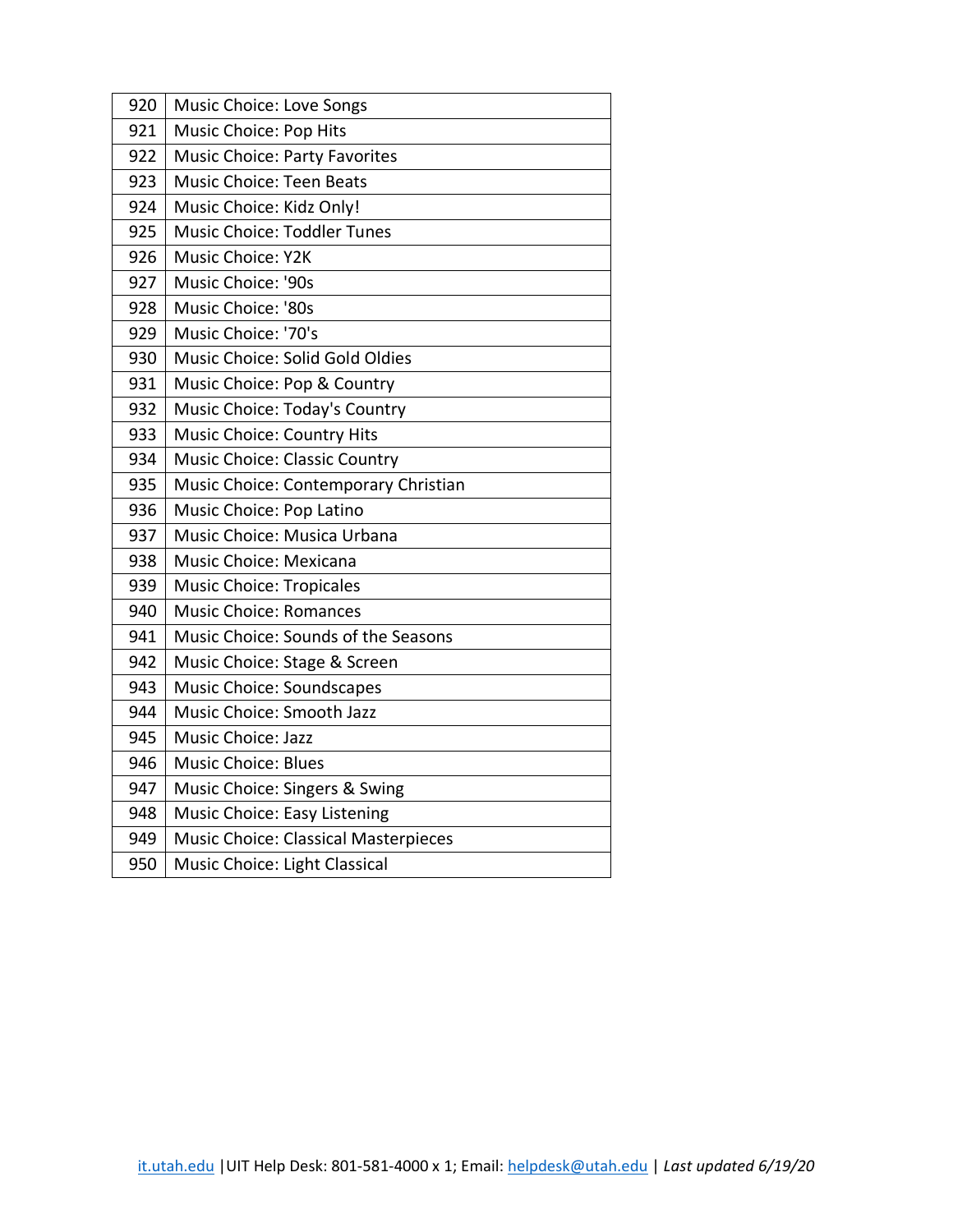| | |
|---|---|
| 920 | Music Choice: Love Songs |
| 921 | Music Choice: Pop Hits |
| 922 | Music Choice: Party Favorites |
| 923 | Music Choice: Teen Beats |
| 924 | Music Choice: Kidz Only! |
| 925 | Music Choice: Toddler Tunes |
| 926 | Music Choice: Y2K |
| 927 | Music Choice: '90s |
| 928 | Music Choice: '80s |
| 929 | Music Choice: '70's |
| 930 | Music Choice: Solid Gold Oldies |
| 931 | Music Choice: Pop & Country |
| 932 | Music Choice: Today's Country |
| 933 | Music Choice: Country Hits |
| 934 | Music Choice: Classic Country |
| 935 | Music Choice: Contemporary Christian |
| 936 | Music Choice: Pop Latino |
| 937 | Music Choice: Musica Urbana |
| 938 | Music Choice: Mexicana |
| 939 | Music Choice: Tropicales |
| 940 | Music Choice: Romances |
| 941 | Music Choice: Sounds of the Seasons |
| 942 | Music Choice: Stage & Screen |
| 943 | Music Choice: Soundscapes |
| 944 | Music Choice: Smooth Jazz |
| 945 | Music Choice: Jazz |
| 946 | Music Choice: Blues |
| 947 | Music Choice: Singers & Swing |
| 948 | Music Choice: Easy Listening |
| 949 | Music Choice: Classical Masterpieces |
| 950 | Music Choice: Light Classical |